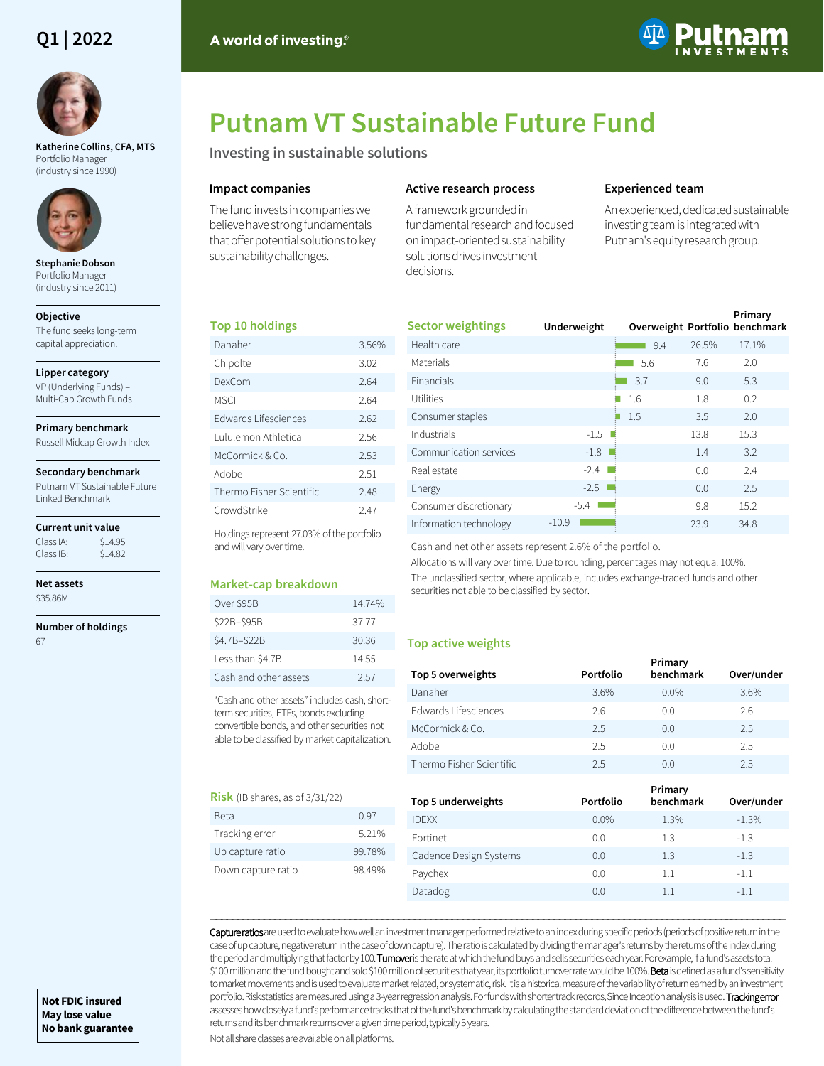Q1 | 2022

A world of investing.®

# Putnam VT Sustainable Future Fund

## Investing in sustainable solutions

**Katherine Collins, CFA, MTS**
Portfolio Manager
(industry since 1990)

**Stephanie Dobson**
Portfolio Manager
(industry since 2011)

**Objective**
The fund seeks long-term capital appreciation.

**Lipper category**
VP (Underlying Funds) – Multi-Cap Growth Funds

**Primary benchmark**
Russell Midcap Growth Index

**Secondary benchmark**
Putnam VT Sustainable Future Linked Benchmark

**Current unit value**
Class IA: $14.95
Class IB: $14.82

**Net assets**
$35.86M

**Number of holdings**
67

### Impact companies

The fund invests in companies we believe have strong fundamentals that offer potential solutions to key sustainability challenges.

### Active research process

A framework grounded in fundamental research and focused on impact-oriented sustainability solutions drives investment decisions.

### Experienced team

An experienced, dedicated sustainable investing team is integrated with Putnam's equity research group.

### Top 10 holdings

| Holding | % |
|---|---|
| Danaher | 3.56% |
| Chipolte | 3.02 |
| DexCom | 2.64 |
| MSCI | 2.64 |
| Edwards Lifesciences | 2.62 |
| Lululemon Athletica | 2.56 |
| McCormick & Co. | 2.53 |
| Adobe | 2.51 |
| Thermo Fisher Scientific | 2.48 |
| CrowdStrike | 2.47 |

Holdings represent 27.03% of the portfolio and will vary over time.

### Sector weightings

| Sector | Underweight / Overweight | Portfolio | Primary benchmark |
|---|---|---|---|
| Health care | 9.4 | 26.5% | 17.1% |
| Materials | 5.6 | 7.6 | 2.0 |
| Financials | 3.7 | 9.0 | 5.3 |
| Utilities | 1.6 | 1.8 | 0.2 |
| Consumer staples | 1.5 | 3.5 | 2.0 |
| Industrials | -1.5 | 13.8 | 15.3 |
| Communication services | -1.8 | 1.4 | 3.2 |
| Real estate | -2.4 | 0.0 | 2.4 |
| Energy | -2.5 | 0.0 | 2.5 |
| Consumer discretionary | -5.4 | 9.8 | 15.2 |
| Information technology | -10.9 | 23.9 | 34.8 |

Cash and net other assets represent 2.6% of the portfolio.

Allocations will vary over time. Due to rounding, percentages may not equal 100%.

The unclassified sector, where applicable, includes exchange-traded funds and other securities not able to be classified by sector.

### Market-cap breakdown

| Market cap | % |
|---|---|
| Over $95B | 14.74% |
| $22B–$95B | 37.77 |
| $4.7B–$22B | 30.36 |
| Less than $4.7B | 14.55 |
| Cash and other assets | 2.57 |

"Cash and other assets" includes cash, short-term securities, ETFs, bonds excluding convertible bonds, and other securities not able to be classified by market capitalization.

### Top active weights

| Top 5 overweights | Portfolio | Primary benchmark | Over/under |
|---|---|---|---|
| Danaher | 3.6% | 0.0% | 3.6% |
| Edwards Lifesciences | 2.6 | 0.0 | 2.6 |
| McCormick & Co. | 2.5 | 0.0 | 2.5 |
| Adobe | 2.5 | 0.0 | 2.5 |
| Thermo Fisher Scientific | 2.5 | 0.0 | 2.5 |

| Top 5 underweights | Portfolio | Primary benchmark | Over/under |
|---|---|---|---|
| IDEXX | 0.0% | 1.3% | -1.3% |
| Fortinet | 0.0 | 1.3 | -1.3 |
| Cadence Design Systems | 0.0 | 1.3 | -1.3 |
| Paychex | 0.0 | 1.1 | -1.1 |
| Datadog | 0.0 | 1.1 | -1.1 |

### Risk (IB shares, as of 3/31/22)

| Measure | Value |
|---|---|
| Beta | 0.97 |
| Tracking error | 5.21% |
| Up capture ratio | 99.78% |
| Down capture ratio | 98.49% |

**Capture ratios** are used to evaluate how well an investment manager performed relative to an index during specific periods (periods of positive return in the case of up capture, negative return in the case of down capture). The ratio is calculated by dividing the manager's returns by the returns of the index during the period and multiplying that factor by 100. **Turnover** is the rate at which the fund buys and sells securities each year. For example, if a fund's assets total $100 million and the fund bought and sold $100 million of securities that year, its portfolio turnover rate would be 100%. **Beta** is defined as a fund's sensitivity to market movements and is used to evaluate market related, or systematic, risk. It is a historical measure of the variability of return earned by an investment portfolio. Risk statistics are measured using a 3-year regression analysis. For funds with shorter track records, Since Inception analysis is used. **Tracking error** assesses how closely a fund's performance tracks that of the fund's benchmark by calculating the standard deviation of the difference between the fund's returns and its benchmark returns over a given time period, typically 5 years.

Not all share classes are available on all platforms.

**Not FDIC insured**
**May lose value**
**No bank guarantee**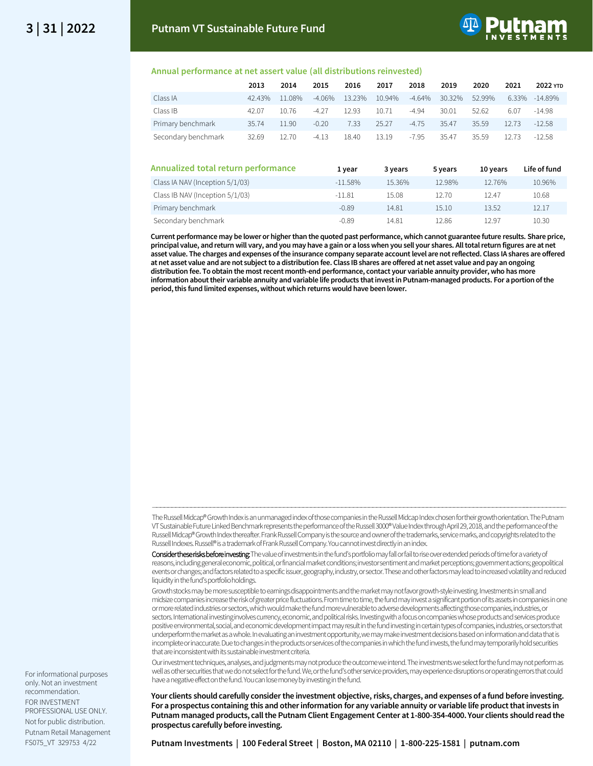## Annual performance at net assert value (all distributions reinvested)

| | 2013 | 2014 | 2015 | 2016 | 2017 | 2018 | 2019 | 2020 | 2021 | 2022 YTD |
|---|---|---|---|---|---|---|---|---|---|---|
| Class IA | 42.43% | 11.08% | -4.06% | 13.23% | 10.94% | -4.64% | 30.32% | 52.99% | 6.33% | -14.89% |
| Class IB | 42.07 | 10.76 | -4.27 | 12.93 | 10.71 | -4.94 | 30.01 | 52.62 | 6.07 | -14.98 |
| Primary benchmark | 35.74 | 11.90 | -0.20 | 7.33 | 25.27 | -4.75 | 35.47 | 35.59 | 12.73 | -12.58 |
| Secondary benchmark | 32.69 | 12.70 | -4.13 | 18.40 | 13.19 | -7.95 | 35.47 | 35.59 | 12.73 | -12.58 |

| Annualized total return performance | 1 year | 3 years | 5 years | 10 years | Life of fund |
|---|---|---|---|---|---|
| Class IA NAV (Inception 5/1/03) | -11.58% | 15.36% | 12.98% | 12.76% | 10.96% |
| Class IB NAV (Inception 5/1/03) | -11.81 | 15.08 | 12.70 | 12.47 | 10.68 |
| Primary benchmark | -0.89 | 14.81 | 15.10 | 13.52 | 12.17 |
| Secondary benchmark | -0.89 | 14.81 | 12.86 | 12.97 | 10.30 |

**Current performance may be lower or higher than the quoted past performance, which cannot guarantee future results. Share price, principal value, and return will vary, and you may have a gain or a loss when you sell your shares. All total return figures are at net asset value. The charges and expenses of the insurance company separate account level are not reflected. Class IA shares are offered at net asset value and are not subject to a distribution fee. Class IB shares are offered at net asset value and pay an ongoing distribution fee. To obtain the most recent month-end performance, contact your variable annuity provider, who has more information about their variable annuity and variable life products that invest in Putnam-managed products. For a portion of the period, this fund limited expenses, without which returns would have been lower.**

The Russell Midcap® Growth Index is an unmanaged index of those companies in the Russell Midcap Index chosen for their growth orientation. The Putnam VT Sustainable Future Linked Benchmark represents the performance of the Russell 3000® Value Index through April 29, 2018, and the performance of the Russell Midcap® Growth Index thereafter. Frank Russell Company is the source and owner of the trademarks, service marks, and copyrights related to the Russell Indexes. Russell® is a trademark of Frank Russell Company. You cannot invest directly in an index.

**Consider these risks before investing:** The value of investments in the fund's portfolio may fall or fail to rise over extended periods of time for a variety of reasons, including general economic, political, or financial market conditions; investor sentiment and market perceptions; government actions; geopolitical events or changes; and factors related to a specific issuer, geography, industry, or sector. These and other factors may lead to increased volatility and reduced liquidity in the fund's portfolio holdings.

Growth stocks may be more susceptible to earnings disappointments and the market may not favor growth-style investing. Investments in small and midsize companies increase the risk of greater price fluctuations. From time to time, the fund may invest a significant portion of its assets in companies in one or more related industries or sectors, which would make the fund more vulnerable to adverse developments affecting those companies, industries, or sectors. International investing involves currency, economic, and political risks. Investing with a focus on companies whose products and services produce positive environmental, social, and economic development impact may result in the fund investing in certain types of companies, industries, or sectors that underperform the market as a whole. In evaluating an investment opportunity, we may make investment decisions based on information and data that is incomplete or inaccurate. Due to changes in the products or services of the companies in which the fund invests, the fund may temporarily hold securities that are inconsistent with its sustainable investment criteria.

Our investment techniques, analyses, and judgments may not produce the outcome we intend. The investments we select for the fund may not perform as well as other securities that we do not select for the fund. We, or the fund's other service providers, may experience disruptions or operating errors that could have a negative effect on the fund. You can lose money by investing in the fund.

**Your clients should carefully consider the investment objective, risks, charges, and expenses of a fund before investing. For a prospectus containing this and other information for any variable annuity or variable life product that invests in Putnam managed products, call the Putnam Client Engagement Center at 1-800-354-4000. Your clients should read the prospectus carefully before investing.**

For informational purposes only. Not an investment recommendation.

FOR INVESTMENT PROFESSIONAL USE ONLY.

Not for public distribution.

Putnam Retail Management

FS075_VT 329753 4/22

**Putnam Investments | 100 Federal Street | Boston, MA 02110 | 1-800-225-1581 | putnam.com**